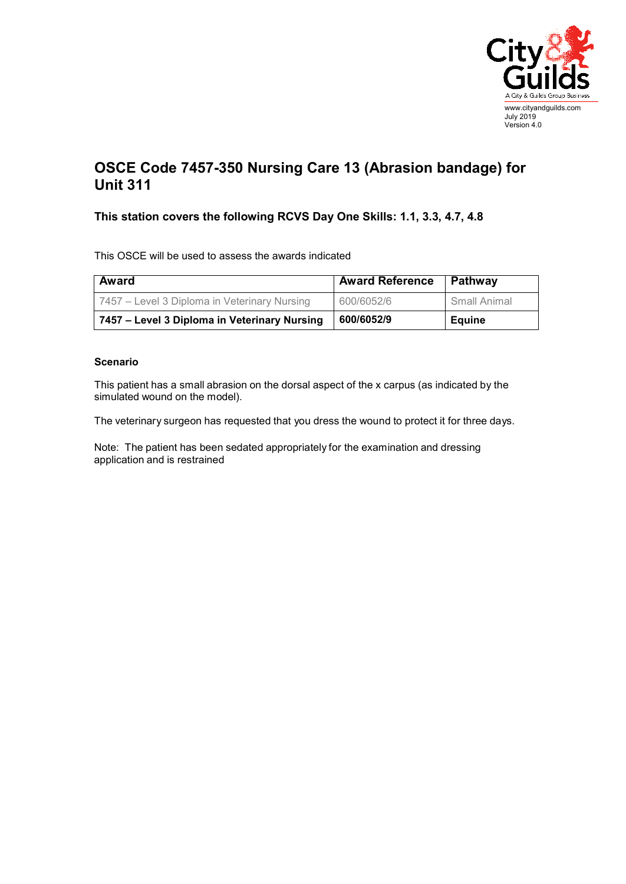www.cityandguilds.com
July 2019
Version 4.0

# OSCE Code 7457-350 Nursing Care 13 (Abrasion bandage) for Unit 311

### This station covers the following RCVS Day One Skills: 1.1, 3.3, 4.7, 4.8

This OSCE will be used to assess the awards indicated

| Award | Award Reference | Pathway |
|---|---|---|
| 7457 – Level 3 Diploma in Veterinary Nursing | 600/6052/6 | Small Animal |
| **7457 – Level 3 Diploma in Veterinary Nursing** | **600/6052/9** | **Equine** |

#### Scenario

This patient has a small abrasion on the dorsal aspect of the x carpus (as indicated by the simulated wound on the model).

The veterinary surgeon has requested that you dress the wound to protect it for three days.

Note: The patient has been sedated appropriately for the examination and dressing application and is restrained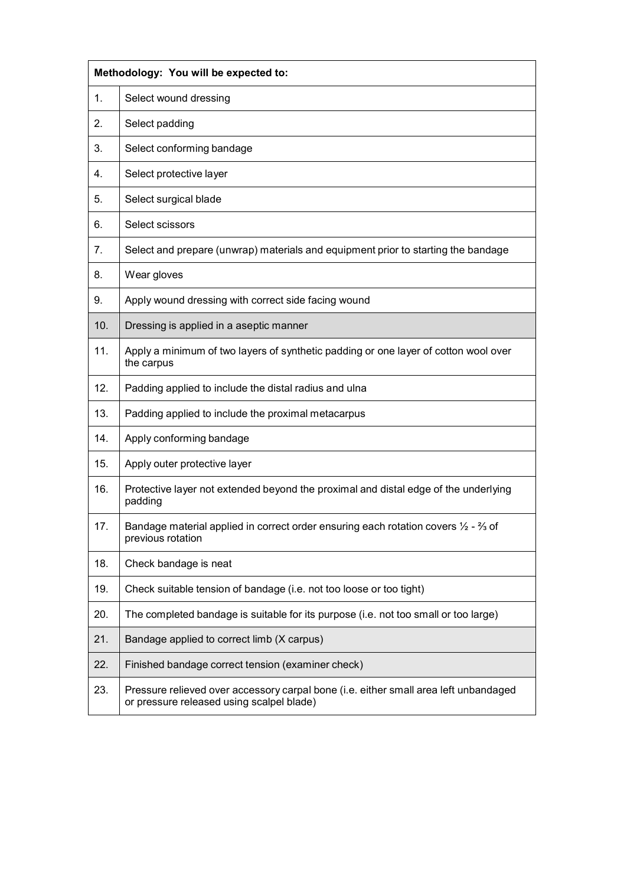| **Methodology: You will be expected to:** | |
|---|---|
| 1. | Select wound dressing |
| 2. | Select padding |
| 3. | Select conforming bandage |
| 4. | Select protective layer |
| 5. | Select surgical blade |
| 6. | Select scissors |
| 7. | Select and prepare (unwrap) materials and equipment prior to starting the bandage |
| 8. | Wear gloves |
| 9. | Apply wound dressing with correct side facing wound |
| 10. | Dressing is applied in a aseptic manner |
| 11. | Apply a minimum of two layers of synthetic padding or one layer of cotton wool over the carpus |
| 12. | Padding applied to include the distal radius and ulna |
| 13. | Padding applied to include the proximal metacarpus |
| 14. | Apply conforming bandage |
| 15. | Apply outer protective layer |
| 16. | Protective layer not extended beyond the proximal and distal edge of the underlying padding |
| 17. | Bandage material applied in correct order ensuring each rotation covers ½ - ⅔ of previous rotation |
| 18. | Check bandage is neat |
| 19. | Check suitable tension of bandage (i.e. not too loose or too tight) |
| 20. | The completed bandage is suitable for its purpose (i.e. not too small or too large) |
| 21. | Bandage applied to correct limb (X carpus) |
| 22. | Finished bandage correct tension (examiner check) |
| 23. | Pressure relieved over accessory carpal bone (i.e. either small area left unbandaged or pressure released using scalpel blade) |